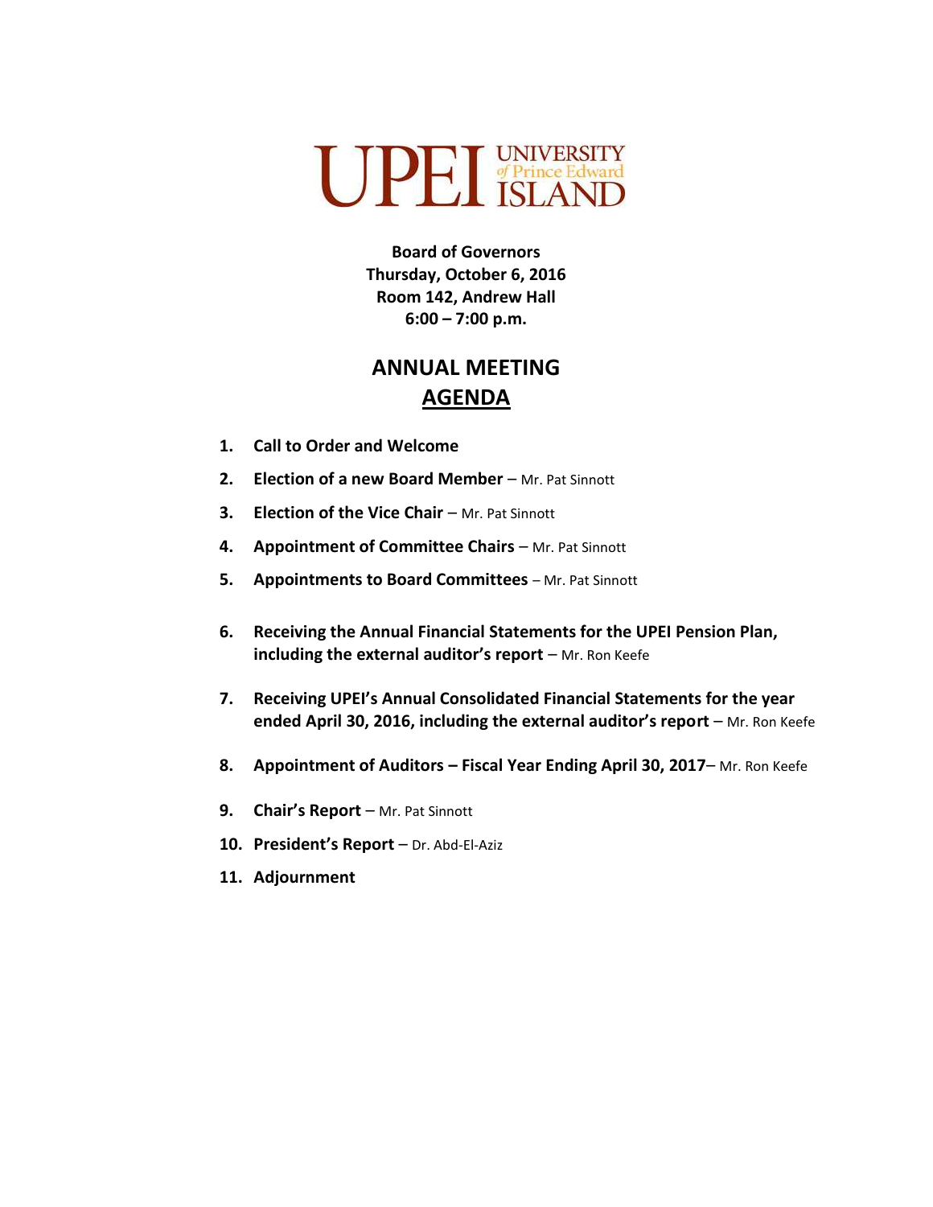UPEI UNIVERSITY of Prince Edward ISLAND

**Board of Governors**
**Thursday, October 6, 2016**
**Room 142, Andrew Hall**
**6:00 – 7:00 p.m.**

# ANNUAL MEETING

## AGENDA

1. **Call to Order and Welcome**
2. **Election of a new Board Member** – Mr. Pat Sinnott
3. **Election of the Vice Chair** – Mr. Pat Sinnott
4. **Appointment of Committee Chairs** – Mr. Pat Sinnott
5. **Appointments to Board Committees** – Mr. Pat Sinnott
6. **Receiving the Annual Financial Statements for the UPEI Pension Plan, including the external auditor's report** – Mr. Ron Keefe
7. **Receiving UPEI's Annual Consolidated Financial Statements for the year ended April 30, 2016, including the external auditor's report** – Mr. Ron Keefe
8. **Appointment of Auditors – Fiscal Year Ending April 30, 2017**– Mr. Ron Keefe
9. **Chair's Report** – Mr. Pat Sinnott
10. **President's Report** – Dr. Abd-El-Aziz
11. **Adjournment**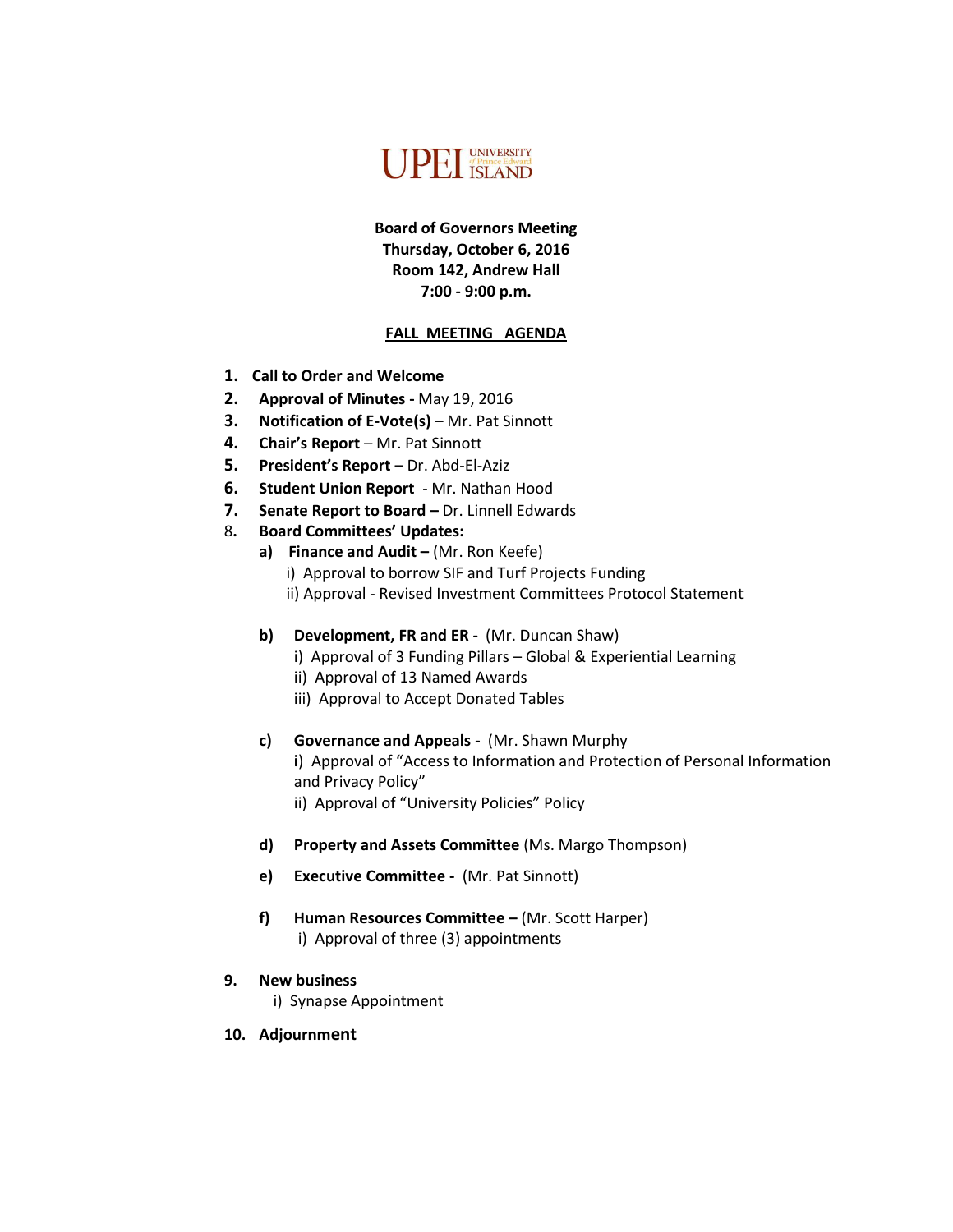UPEI UNIVERSITY of Prince Edward ISLAND

**Board of Governors Meeting**
**Thursday, October 6, 2016**
**Room 142, Andrew Hall**
**7:00 - 9:00 p.m.**

**FALL MEETING AGENDA**

1. **Call to Order and Welcome**
2. **Approval of Minutes -** May 19, 2016
3. **Notification of E-Vote(s)** – Mr. Pat Sinnott
4. **Chair's Report** – Mr. Pat Sinnott
5. **President's Report** – Dr. Abd-El-Aziz
6. **Student Union Report** - Mr. Nathan Hood
7. **Senate Report to Board –** Dr. Linnell Edwards
8. **Board Committees' Updates:**
   - **a) Finance and Audit –** (Mr. Ron Keefe)
     - i) Approval to borrow SIF and Turf Projects Funding
     - ii) Approval - Revised Investment Committees Protocol Statement
   - **b) Development, FR and ER -** (Mr. Duncan Shaw)
     - i) Approval of 3 Funding Pillars – Global & Experiential Learning
     - ii) Approval of 13 Named Awards
     - iii) Approval to Accept Donated Tables
   - **c) Governance and Appeals -** (Mr. Shawn Murphy
     - **i**) Approval of "Access to Information and Protection of Personal Information and Privacy Policy"
     - ii) Approval of "University Policies" Policy
   - **d) Property and Assets Committee** (Ms. Margo Thompson)
   - **e) Executive Committee -** (Mr. Pat Sinnott)
   - **f) Human Resources Committee –** (Mr. Scott Harper)
     - i) Approval of three (3) appointments
9. **New business**
   - i) Synapse Appointment
10. **Adjournment**